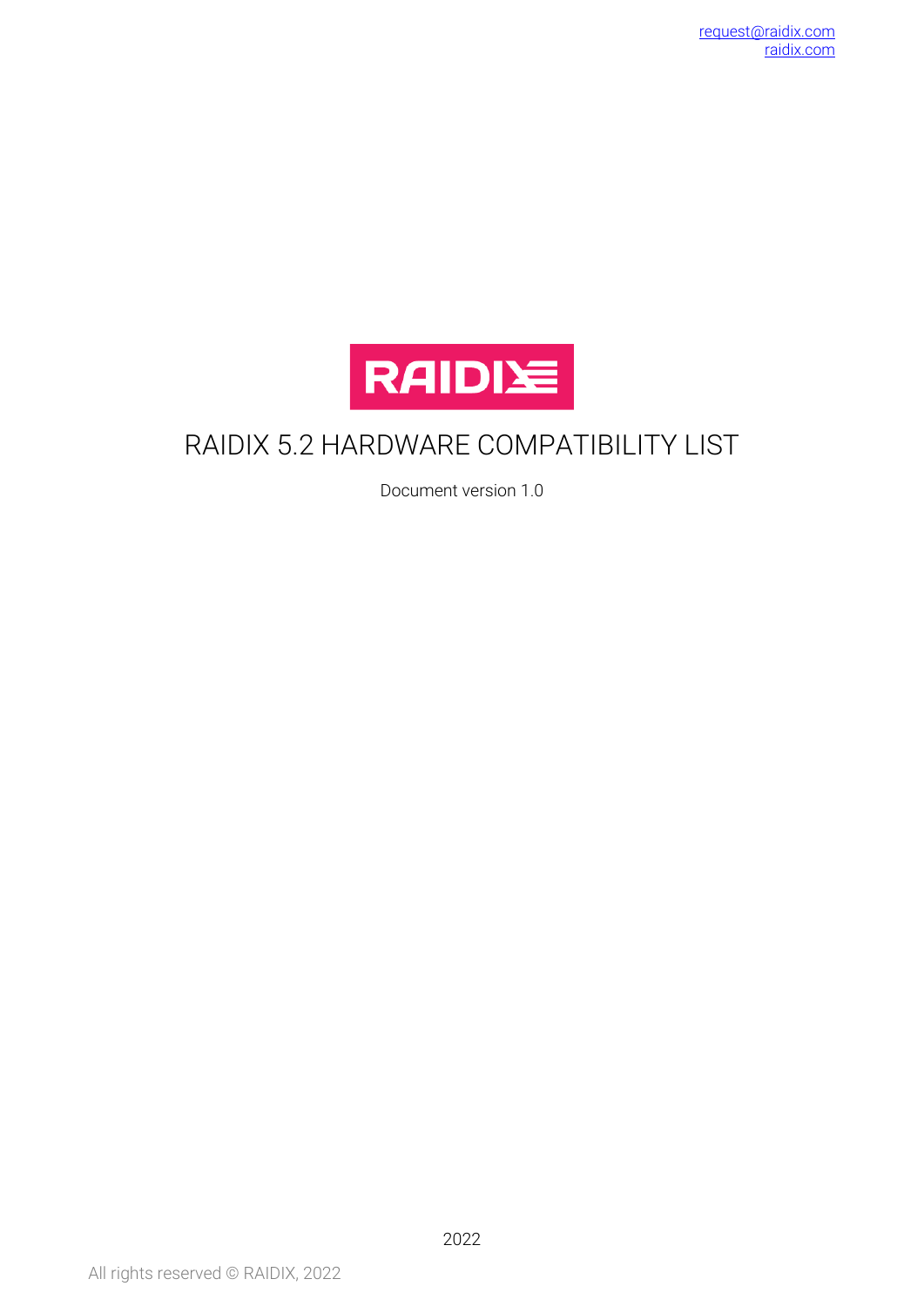request@raidix.com
raidix.com

RAIDIX

# RAIDIX 5.2 HARDWARE COMPATIBILITY LIST

Document version 1.0

2022

All rights reserved © RAIDIX, 2022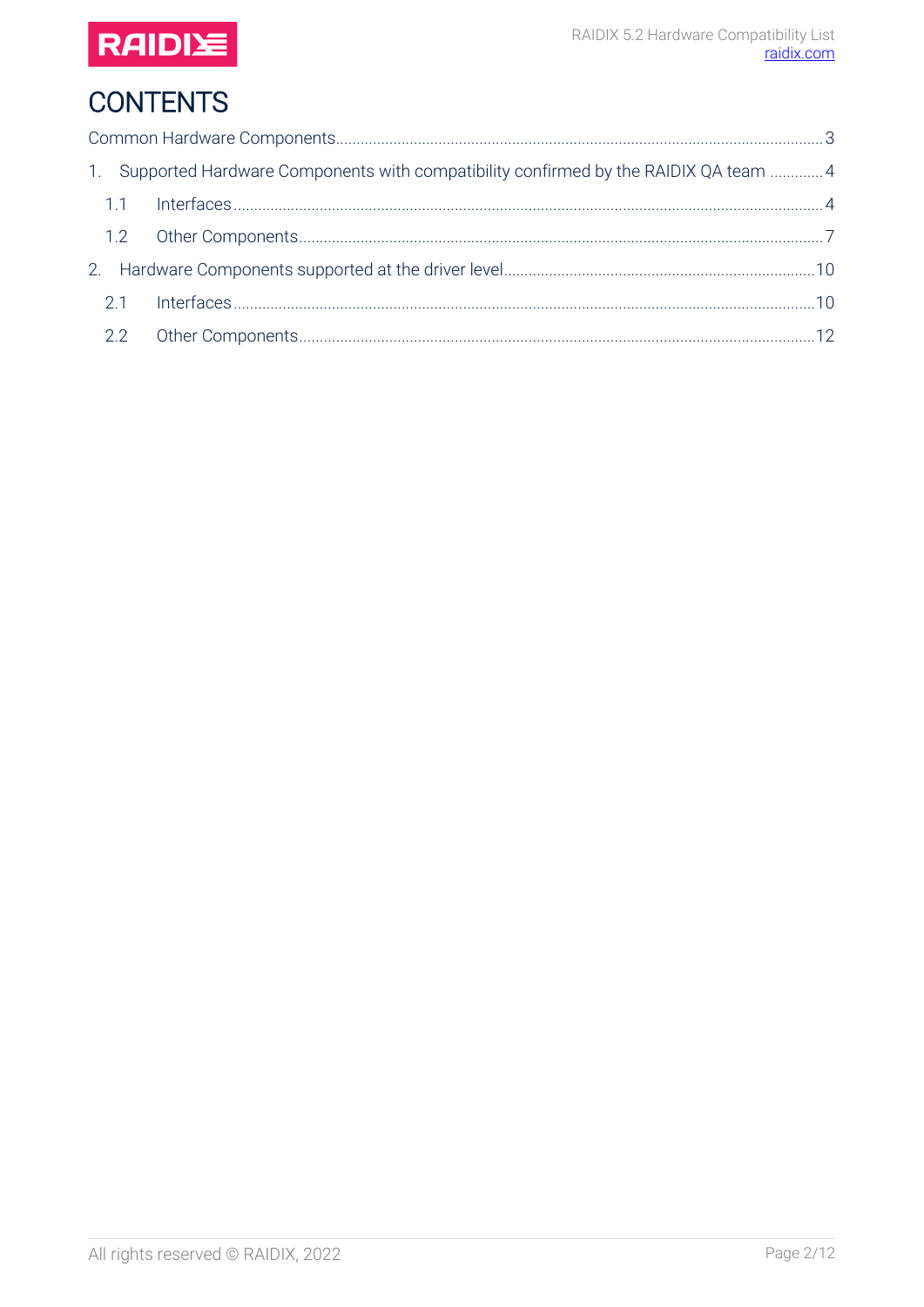# CONTENTS

Common Hardware Components....................................................................3

1. Supported Hardware Components with compatibility confirmed by the RAIDIX QA team .............4

   1.1 Interfaces....................................................................4

   1.2 Other Components....................................................................7

2. Hardware Components supported at the driver level....................................................................10

   2.1 Interfaces....................................................................10

   2.2 Other Components....................................................................12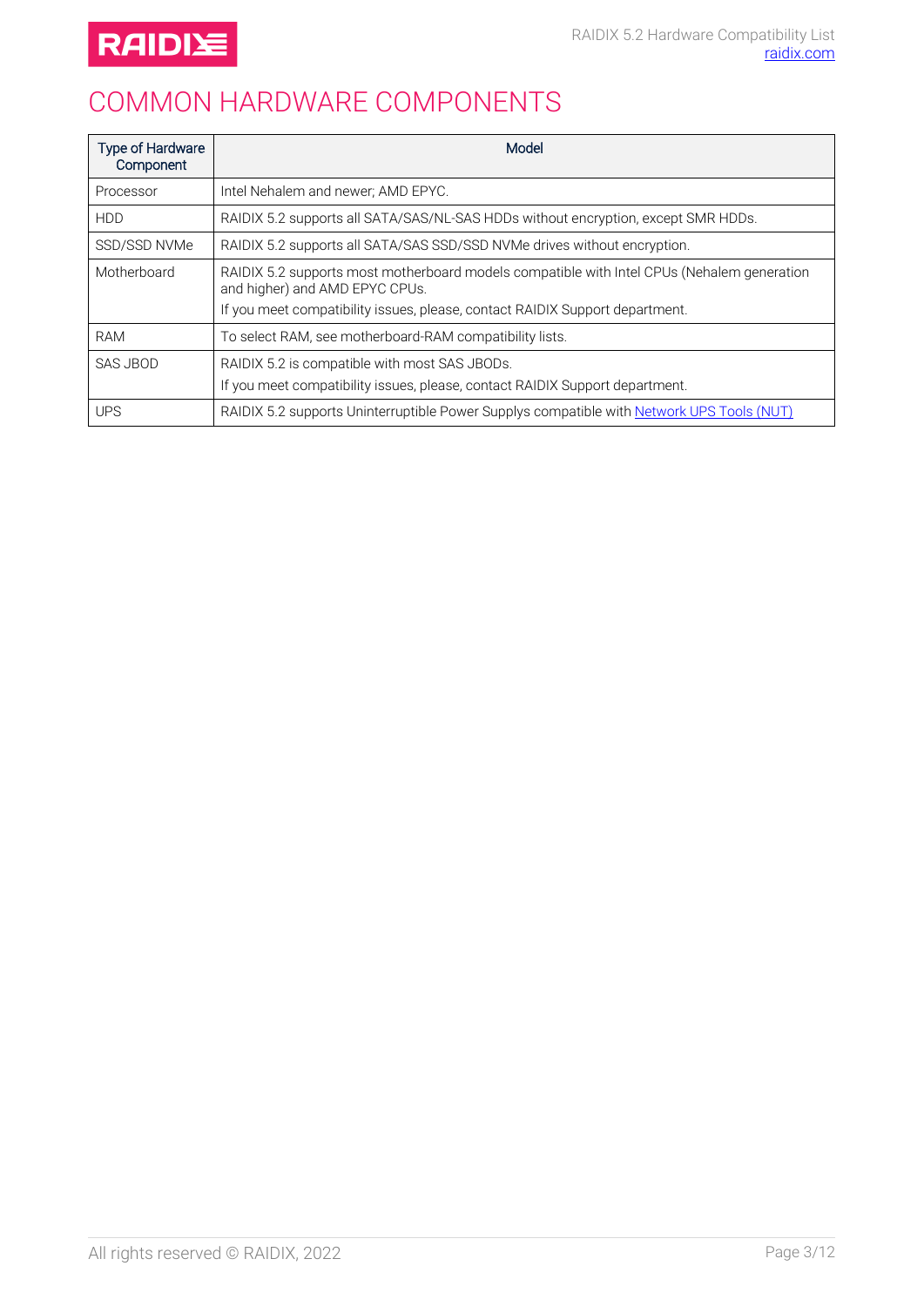# COMMON HARDWARE COMPONENTS

| Type of Hardware Component | Model |
|---|---|
| Processor | Intel Nehalem and newer; AMD EPYC. |
| HDD | RAIDIX 5.2 supports all SATA/SAS/NL-SAS HDDs without encryption, except SMR HDDs. |
| SSD/SSD NVMe | RAIDIX 5.2 supports all SATA/SAS SSD/SSD NVMe drives without encryption. |
| Motherboard | RAIDIX 5.2 supports most motherboard models compatible with Intel CPUs (Nehalem generation and higher) and AMD EPYC CPUs.<br>If you meet compatibility issues, please, contact RAIDIX Support department. |
| RAM | To select RAM, see motherboard-RAM compatibility lists. |
| SAS JBOD | RAIDIX 5.2 is compatible with most SAS JBODs.<br>If you meet compatibility issues, please, contact RAIDIX Support department. |
| UPS | RAIDIX 5.2 supports Uninterruptible Power Supplys compatible with Network UPS Tools (NUT) |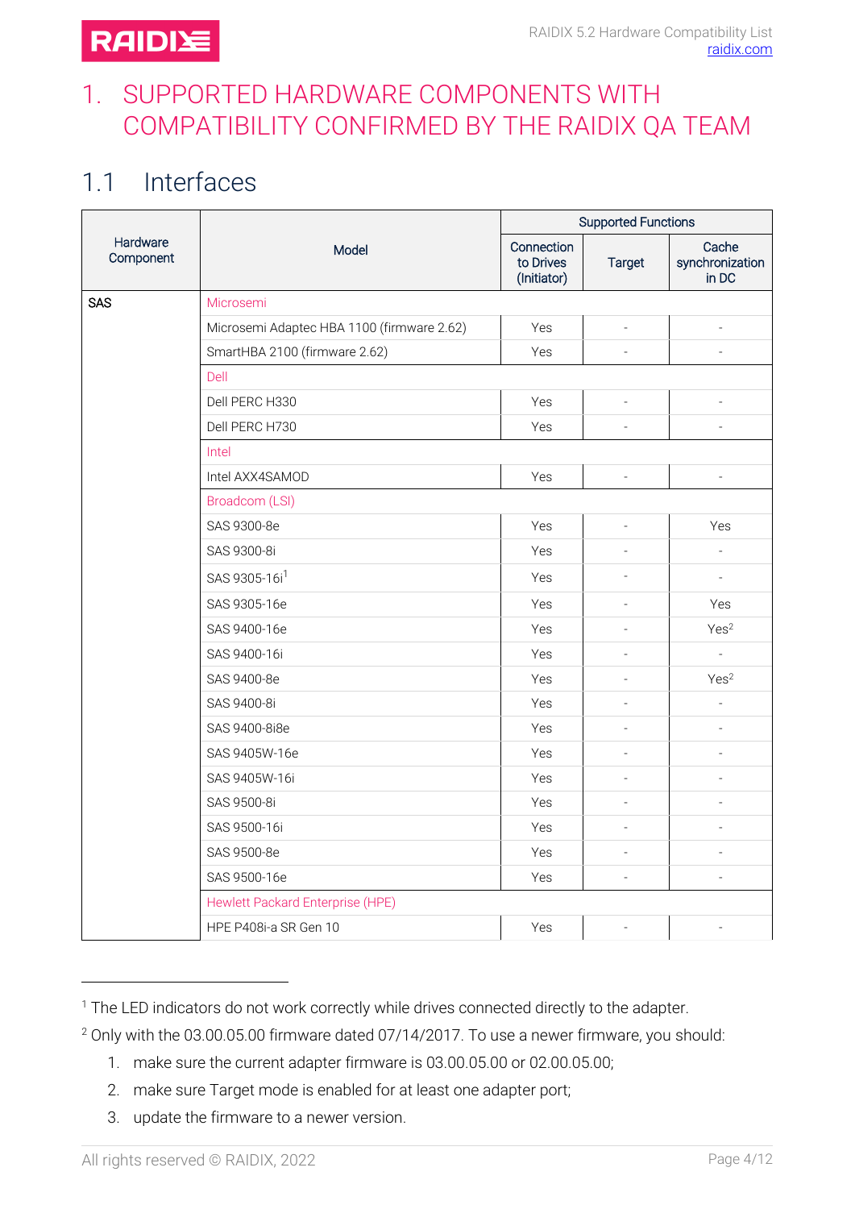# 1. SUPPORTED HARDWARE COMPONENTS WITH COMPATIBILITY CONFIRMED BY THE RAIDIX QA TEAM

## 1.1 Interfaces

| Hardware Component | Model | Supported Functions | | |
|---|---|---|---|---|
| | | Connection to Drives (Initiator) | Target | Cache synchronization in DC |
| SAS | Microsemi | | | |
| | Microsemi Adaptec HBA 1100 (firmware 2.62) | Yes | - | - |
| | SmartHBA 2100 (firmware 2.62) | Yes | - | - |
| | Dell | | | |
| | Dell PERC H330 | Yes | - | - |
| | Dell PERC H730 | Yes | - | - |
| | Intel | | | |
| | Intel AXX4SAMOD | Yes | - | - |
| | Broadcom (LSI) | | | |
| | SAS 9300-8e | Yes | - | Yes |
| | SAS 9300-8i | Yes | - | - |
| | SAS 9305-16i[1] | Yes | - | - |
| | SAS 9305-16e | Yes | - | Yes |
| | SAS 9400-16e | Yes | - | Yes[2] |
| | SAS 9400-16i | Yes | - | - |
| | SAS 9400-8e | Yes | - | Yes[2] |
| | SAS 9400-8i | Yes | - | - |
| | SAS 9400-8i8e | Yes | - | - |
| | SAS 9405W-16e | Yes | - | - |
| | SAS 9405W-16i | Yes | - | - |
| | SAS 9500-8i | Yes | - | - |
| | SAS 9500-16i | Yes | - | - |
| | SAS 9500-8e | Yes | - | - |
| | SAS 9500-16e | Yes | - | - |
| | Hewlett Packard Enterprise (HPE) | | | |
| | HPE P408i-a SR Gen 10 | Yes | - | - |

[1] The LED indicators do not work correctly while drives connected directly to the adapter.

[2] Only with the 03.00.05.00 firmware dated 07/14/2017. To use a newer firmware, you should:

1. make sure the current adapter firmware is 03.00.05.00 or 02.00.05.00;
2. make sure Target mode is enabled for at least one adapter port;
3. update the firmware to a newer version.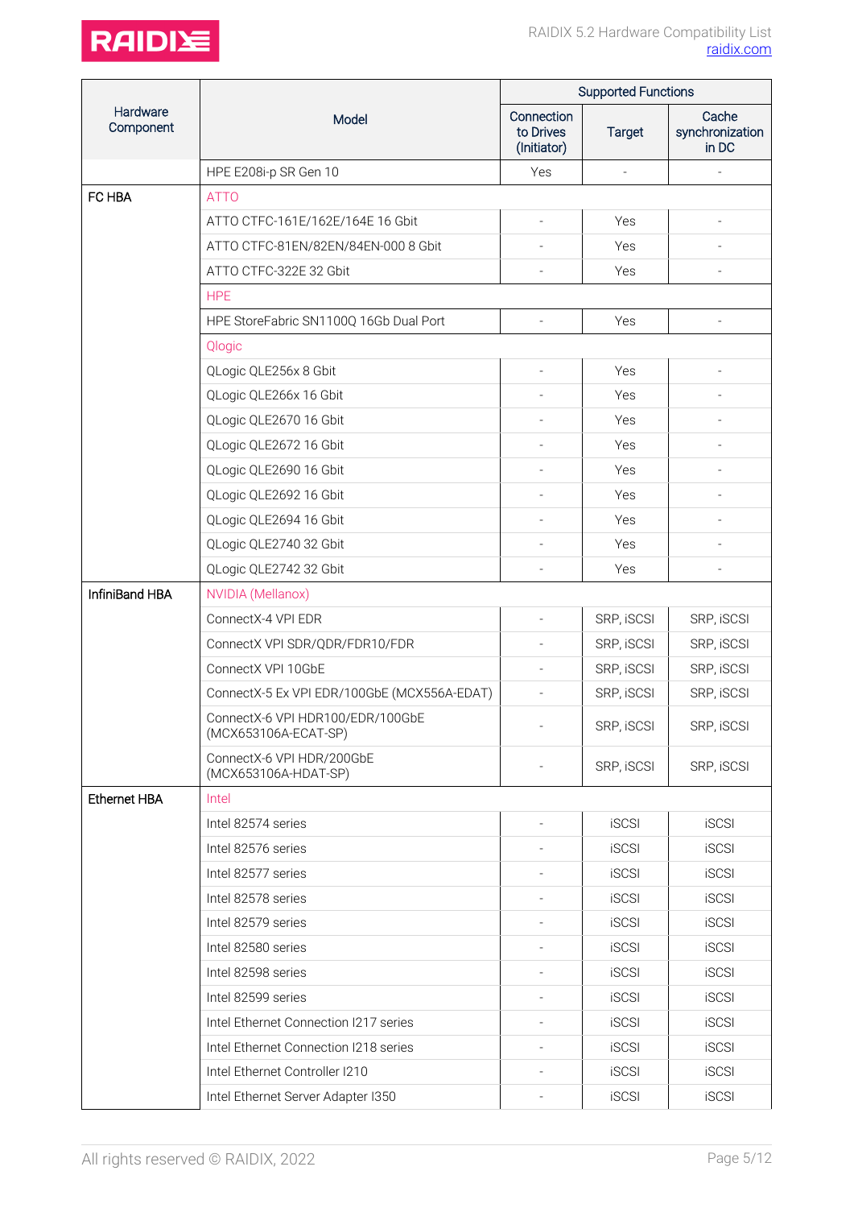| Hardware Component | Model | Supported Functions | | |
|---|---|---|---|---|
| | | Connection to Drives (Initiator) | Target | Cache synchronization in DC |
| | HPE E208i-p SR Gen 10 | Yes | - | - |
| FC HBA | ATTO | | | |
| | ATTO CTFC-161E/162E/164E 16 Gbit | - | Yes | - |
| | ATTO CTFC-81EN/82EN/84EN-000 8 Gbit | - | Yes | - |
| | ATTO CTFC-322E 32 Gbit | - | Yes | - |
| | HPE | | | |
| | HPE StoreFabric SN1100Q 16Gb Dual Port | - | Yes | - |
| | Qlogic | | | |
| | QLogic QLE256x 8 Gbit | - | Yes | - |
| | QLogic QLE266x 16 Gbit | - | Yes | - |
| | QLogic QLE2670 16 Gbit | - | Yes | - |
| | QLogic QLE2672 16 Gbit | - | Yes | - |
| | QLogic QLE2690 16 Gbit | - | Yes | - |
| | QLogic QLE2692 16 Gbit | - | Yes | - |
| | QLogic QLE2694 16 Gbit | - | Yes | - |
| | QLogic QLE2740 32 Gbit | - | Yes | - |
| | QLogic QLE2742 32 Gbit | - | Yes | - |
| InfiniBand HBA | NVIDIA (Mellanox) | | | |
| | ConnectX-4 VPI EDR | - | SRP, iSCSI | SRP, iSCSI |
| | ConnectX VPI SDR/QDR/FDR10/FDR | - | SRP, iSCSI | SRP, iSCSI |
| | ConnectX VPI 10GbE | - | SRP, iSCSI | SRP, iSCSI |
| | ConnectX-5 Ex VPI EDR/100GbE (MCX556A-EDAT) | - | SRP, iSCSI | SRP, iSCSI |
| | ConnectX-6 VPI HDR100/EDR/100GbE (MCX653106A-ECAT-SP) | - | SRP, iSCSI | SRP, iSCSI |
| | ConnectX-6 VPI HDR/200GbE (MCX653106A-HDAT-SP) | - | SRP, iSCSI | SRP, iSCSI |
| Ethernet HBA | Intel | | | |
| | Intel 82574 series | - | iSCSI | iSCSI |
| | Intel 82576 series | - | iSCSI | iSCSI |
| | Intel 82577 series | - | iSCSI | iSCSI |
| | Intel 82578 series | - | iSCSI | iSCSI |
| | Intel 82579 series | - | iSCSI | iSCSI |
| | Intel 82580 series | - | iSCSI | iSCSI |
| | Intel 82598 series | - | iSCSI | iSCSI |
| | Intel 82599 series | - | iSCSI | iSCSI |
| | Intel Ethernet Connection I217 series | - | iSCSI | iSCSI |
| | Intel Ethernet Connection I218 series | - | iSCSI | iSCSI |
| | Intel Ethernet Controller I210 | - | iSCSI | iSCSI |
| | Intel Ethernet Server Adapter I350 | - | iSCSI | iSCSI |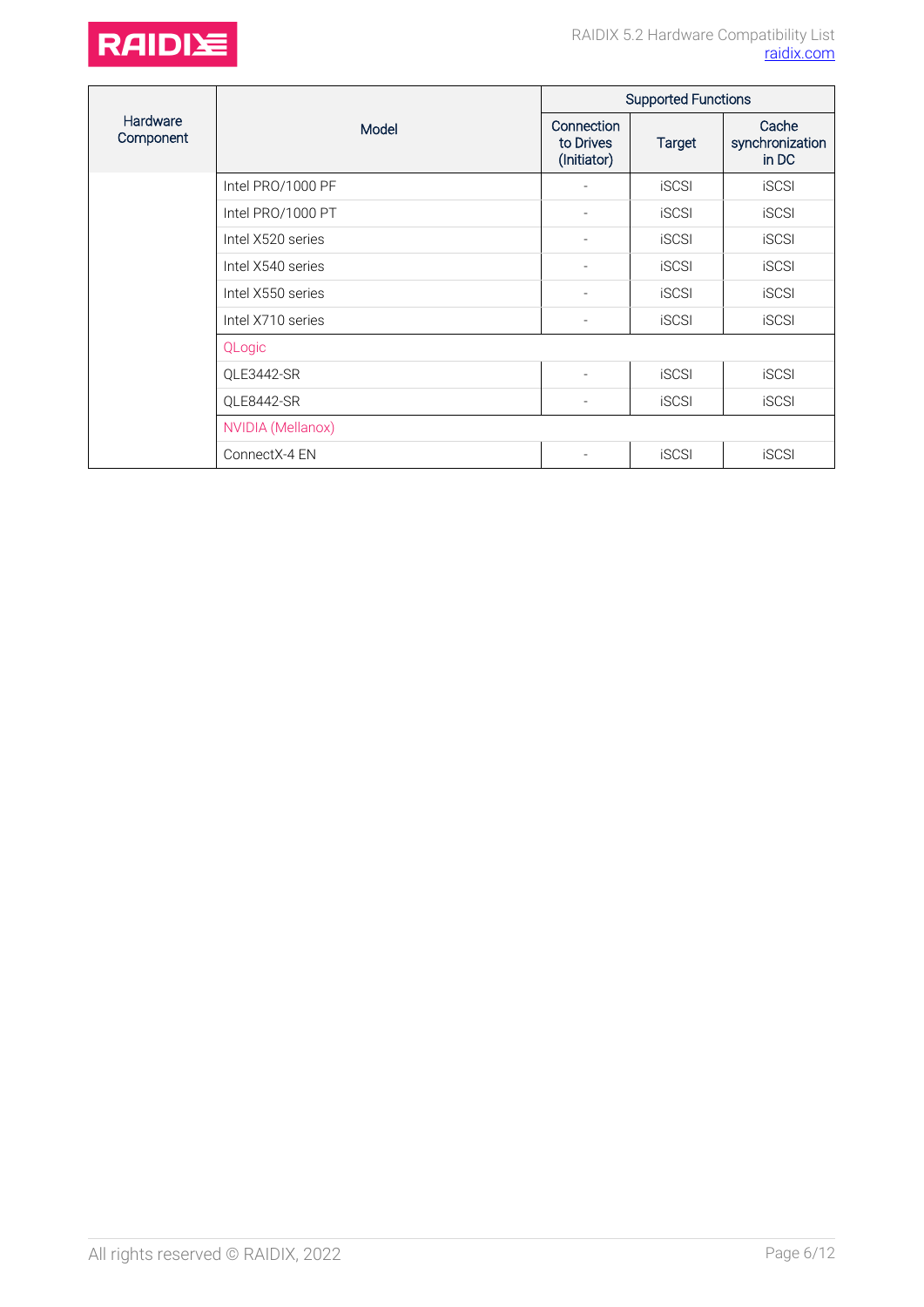| Hardware Component | Model | Supported Functions | | |
|---|---|---|---|---|
| | | Connection to Drives (Initiator) | Target | Cache synchronization in DC |
| | Intel PRO/1000 PF | - | iSCSI | iSCSI |
| | Intel PRO/1000 PT | - | iSCSI | iSCSI |
| | Intel X520 series | - | iSCSI | iSCSI |
| | Intel X540 series | - | iSCSI | iSCSI |
| | Intel X550 series | - | iSCSI | iSCSI |
| | Intel X710 series | - | iSCSI | iSCSI |
| | QLogic | | | |
| | QLE3442-SR | - | iSCSI | iSCSI |
| | QLE8442-SR | - | iSCSI | iSCSI |
| | NVIDIA (Mellanox) | | | |
| | ConnectX-4 EN | - | iSCSI | iSCSI |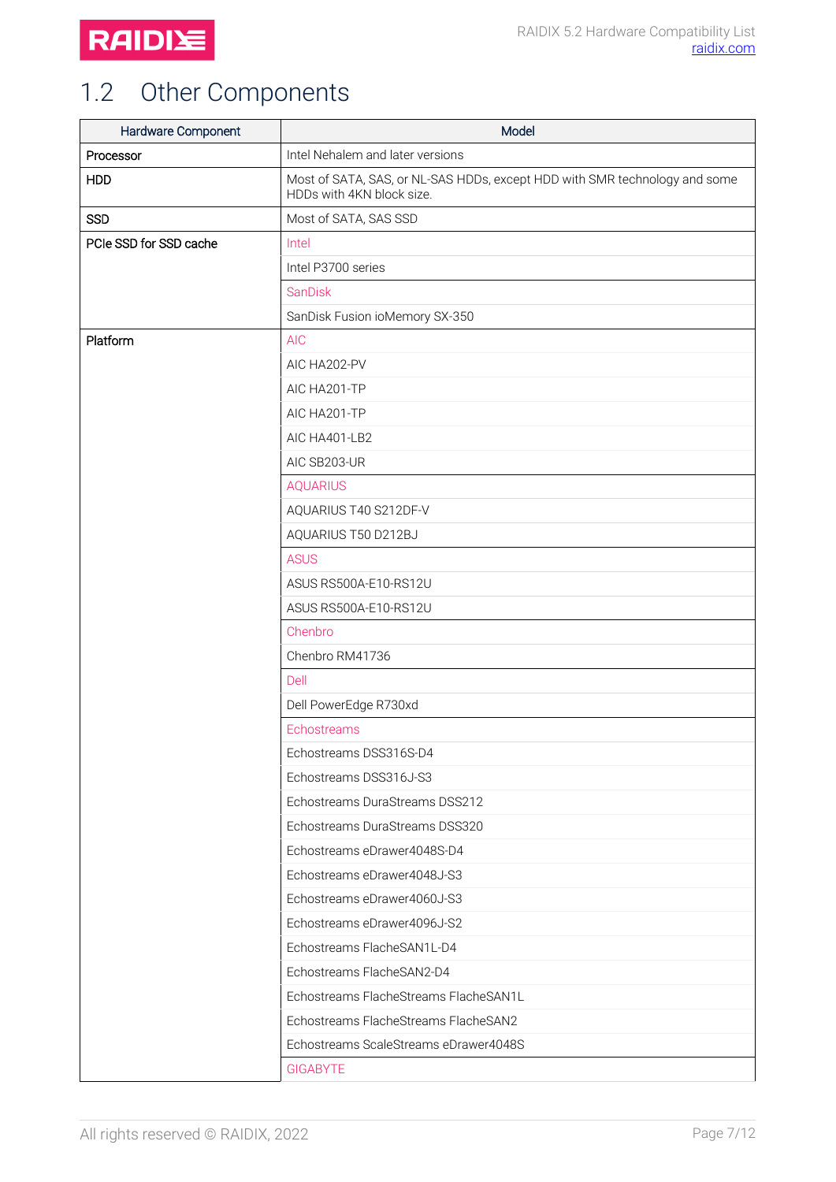## 1.2 Other Components

| Hardware Component | Model |
|---|---|
| Processor | Intel Nehalem and later versions |
| HDD | Most of SATA, SAS, or NL-SAS HDDs, except HDD with SMR technology and some HDDs with 4KN block size. |
| SSD | Most of SATA, SAS SSD |
| PCIe SSD for SSD cache | Intel |
| | Intel P3700 series |
| | SanDisk |
| | SanDisk Fusion ioMemory SX-350 |
| Platform | AIC |
| | AIC HA202-PV |
| | AIC HA201-TP |
| | AIC HA201-TP |
| | AIC HA401-LB2 |
| | AIC SB203-UR |
| | AQUARIUS |
| | AQUARIUS T40 S212DF-V |
| | AQUARIUS T50 D212BJ |
| | ASUS |
| | ASUS RS500A-E10-RS12U |
| | ASUS RS500A-E10-RS12U |
| | Chenbro |
| | Chenbro RM41736 |
| | Dell |
| | Dell PowerEdge R730xd |
| | Echostreams |
| | Echostreams DSS316S-D4 |
| | Echostreams DSS316J-S3 |
| | Echostreams DuraStreams DSS212 |
| | Echostreams DuraStreams DSS320 |
| | Echostreams eDrawer4048S-D4 |
| | Echostreams eDrawer4048J-S3 |
| | Echostreams eDrawer4060J-S3 |
| | Echostreams eDrawer4096J-S2 |
| | Echostreams FlacheSAN1L-D4 |
| | Echostreams FlacheSAN2-D4 |
| | Echostreams FlacheStreams FlacheSAN1L |
| | Echostreams FlacheStreams FlacheSAN2 |
| | Echostreams ScaleStreams eDrawer4048S |
| | GIGABYTE |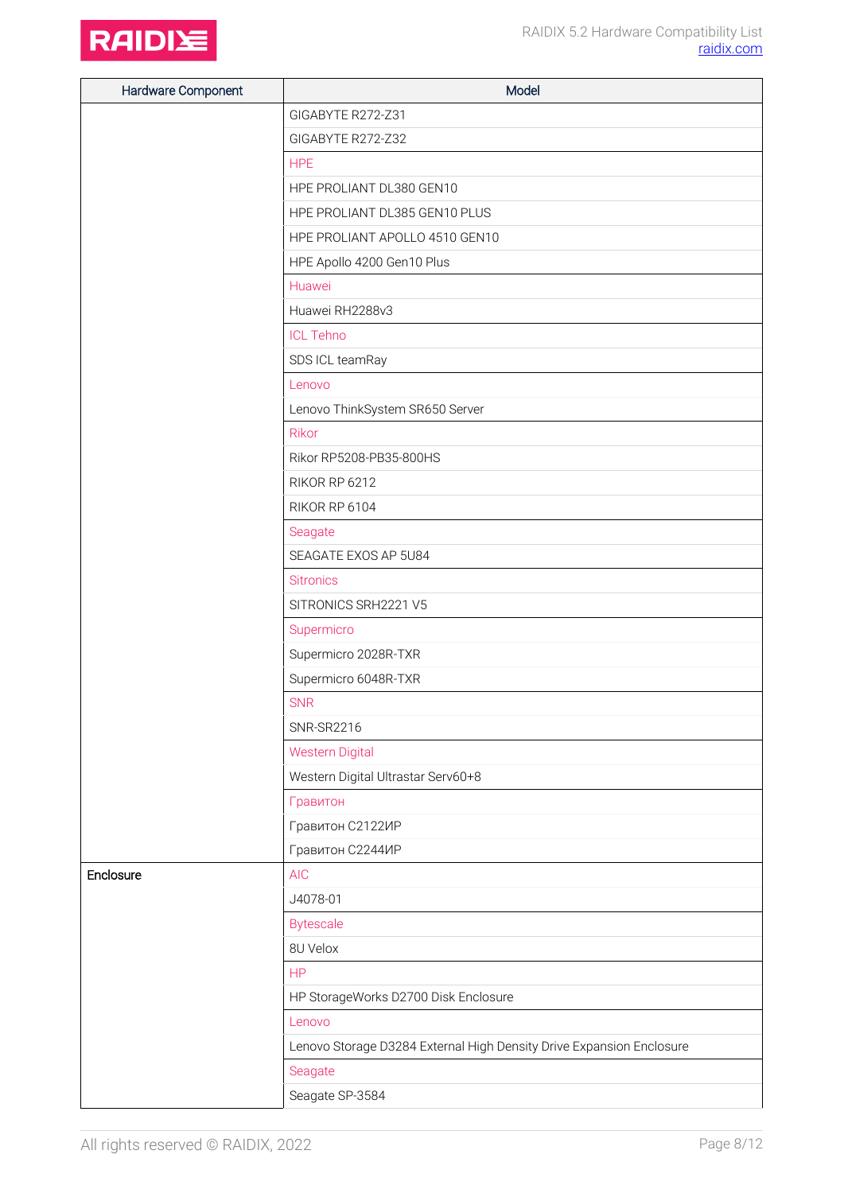| Hardware Component | Model |
|---|---|
| | GIGABYTE R272-Z31 |
| | GIGABYTE R272-Z32 |
| | HPE |
| | HPE PROLIANT DL380 GEN10 |
| | HPE PROLIANT DL385 GEN10 PLUS |
| | HPE PROLIANT APOLLO 4510 GEN10 |
| | HPE Apollo 4200 Gen10 Plus |
| | Huawei |
| | Huawei RH2288v3 |
| | ICL Tehno |
| | SDS ICL teamRay |
| | Lenovo |
| | Lenovo ThinkSystem SR650 Server |
| | Rikor |
| | Rikor RP5208-PB35-800HS |
| | RIKOR RP 6212 |
| | RIKOR RP 6104 |
| | Seagate |
| | SEAGATE EXOS AP 5U84 |
| | Sitronics |
| | SITRONICS SRH2221 V5 |
| | Supermicro |
| | Supermicro 2028R-TXR |
| | Supermicro 6048R-TXR |
| | SNR |
| | SNR-SR2216 |
| | Western Digital |
| | Western Digital Ultrastar Serv60+8 |
| | Гравитон |
| | Гравитон С2122ИР |
| | Гравитон С2244ИР |
| Enclosure | AIC |
| | J4078-01 |
| | Bytescale |
| | 8U Velox |
| | HP |
| | HP StorageWorks D2700 Disk Enclosure |
| | Lenovo |
| | Lenovo Storage D3284 External High Density Drive Expansion Enclosure |
| | Seagate |
| | Seagate SP-3584 |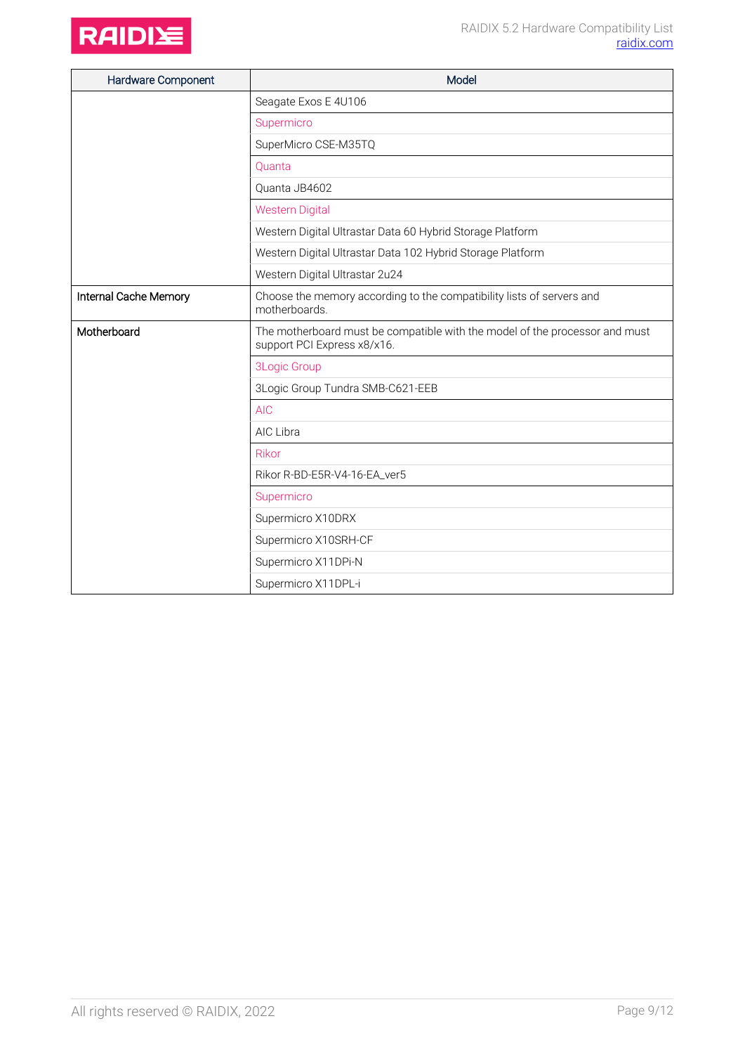| Hardware Component | Model |
|---|---|
| | Seagate Exos E 4U106 |
| | Supermicro |
| | SuperMicro CSE-M35TQ |
| | Quanta |
| | Quanta JB4602 |
| | Western Digital |
| | Western Digital Ultrastar Data 60 Hybrid Storage Platform |
| | Western Digital Ultrastar Data 102 Hybrid Storage Platform |
| | Western Digital Ultrastar 2u24 |
| Internal Cache Memory | Choose the memory according to the compatibility lists of servers and motherboards. |
| Motherboard | The motherboard must be compatible with the model of the processor and must support PCI Express x8/x16. |
| | 3Logic Group |
| | 3Logic Group Tundra SMB-C621-EEB |
| | AIC |
| | AIC Libra |
| | Rikor |
| | Rikor R-BD-E5R-V4-16-EA_ver5 |
| | Supermicro |
| | Supermicro X10DRX |
| | Supermicro X10SRH-CF |
| | Supermicro X11DPi-N |
| | Supermicro X11DPL-i |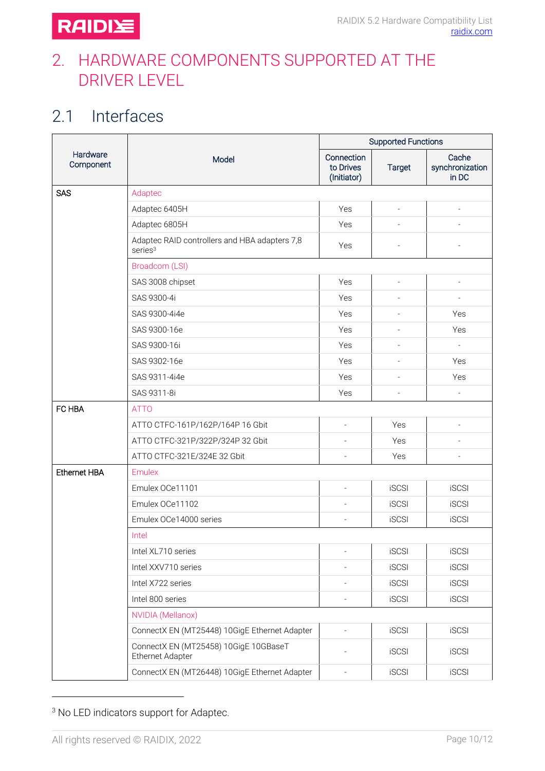# 2. HARDWARE COMPONENTS SUPPORTED AT THE DRIVER LEVEL

## 2.1 Interfaces

| Hardware Component | Model | Supported Functions | | |
|---|---|---|---|---|
| | | Connection to Drives (Initiator) | Target | Cache synchronization in DC |
| SAS | Adaptec | | | |
| | Adaptec 6405H | Yes | - | - |
| | Adaptec 6805H | Yes | - | - |
| | Adaptec RAID controllers and HBA adapters 7,8 series[3] | Yes | - | - |
| | Broadcom (LSI) | | | |
| | SAS 3008 chipset | Yes | - | - |
| | SAS 9300-4i | Yes | - | - |
| | SAS 9300-4i4e | Yes | - | Yes |
| | SAS 9300-16e | Yes | - | Yes |
| | SAS 9300-16i | Yes | - | - |
| | SAS 9302-16e | Yes | - | Yes |
| | SAS 9311-4i4e | Yes | - | Yes |
| | SAS 9311-8i | Yes | - | - |
| FC HBA | ATTO | | | |
| | ATTO CTFC-161P/162P/164P 16 Gbit | - | Yes | - |
| | ATTO CTFC-321P/322P/324P 32 Gbit | - | Yes | - |
| | ATTO CTFC-321E/324E 32 Gbit | - | Yes | - |
| Ethernet HBA | Emulex | | | |
| | Emulex OCe11101 | - | iSCSI | iSCSI |
| | Emulex OCe11102 | - | iSCSI | iSCSI |
| | Emulex OCe14000 series | - | iSCSI | iSCSI |
| | Intel | | | |
| | Intel XL710 series | - | iSCSI | iSCSI |
| | Intel XXV710 series | - | iSCSI | iSCSI |
| | Intel X722 series | - | iSCSI | iSCSI |
| | Intel 800 series | - | iSCSI | iSCSI |
| | NVIDIA (Mellanox) | | | |
| | ConnectX EN (MT25448) 10GigE Ethernet Adapter | - | iSCSI | iSCSI |
| | ConnectX EN (MT25458) 10GigE 10GBaseT Ethernet Adapter | - | iSCSI | iSCSI |
| | ConnectX EN (MT26448) 10GigE Ethernet Adapter | - | iSCSI | iSCSI |

[3] No LED indicators support for Adaptec.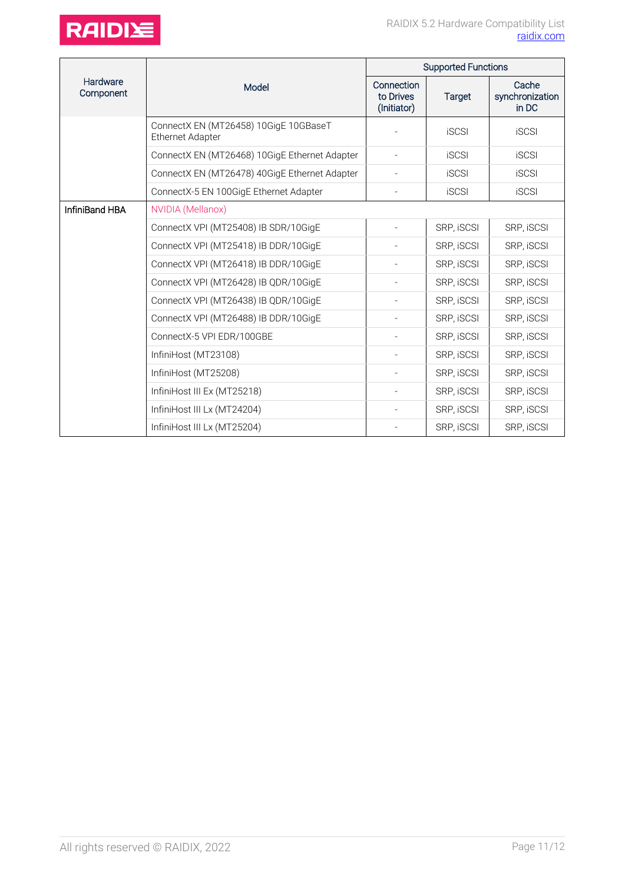| Hardware Component | Model | Supported Functions | | |
|---|---|---|---|---|
| | | Connection to Drives (Initiator) | Target | Cache synchronization in DC |
| | ConnectX EN (MT26458) 10GigE 10GBaseT Ethernet Adapter | - | iSCSI | iSCSI |
| | ConnectX EN (MT26468) 10GigE Ethernet Adapter | - | iSCSI | iSCSI |
| | ConnectX EN (MT26478) 40GigE Ethernet Adapter | - | iSCSI | iSCSI |
| | ConnectX-5 EN 100GigE Ethernet Adapter | - | iSCSI | iSCSI |
| InfiniBand HBA | NVIDIA (Mellanox) | | | |
| | ConnectX VPI (MT25408) IB SDR/10GigE | - | SRP, iSCSI | SRP, iSCSI |
| | ConnectX VPI (MT25418) IB DDR/10GigE | - | SRP, iSCSI | SRP, iSCSI |
| | ConnectX VPI (MT26418) IB DDR/10GigE | - | SRP, iSCSI | SRP, iSCSI |
| | ConnectX VPI (MT26428) IB QDR/10GigE | - | SRP, iSCSI | SRP, iSCSI |
| | ConnectX VPI (MT26438) IB QDR/10GigE | - | SRP, iSCSI | SRP, iSCSI |
| | ConnectX VPI (MT26488) IB DDR/10GigE | - | SRP, iSCSI | SRP, iSCSI |
| | ConnectX-5 VPI EDR/100GBE | - | SRP, iSCSI | SRP, iSCSI |
| | InfiniHost (MT23108) | - | SRP, iSCSI | SRP, iSCSI |
| | InfiniHost (MT25208) | - | SRP, iSCSI | SRP, iSCSI |
| | InfiniHost III Ex (MT25218) | - | SRP, iSCSI | SRP, iSCSI |
| | InfiniHost III Lx (MT24204) | - | SRP, iSCSI | SRP, iSCSI |
| | InfiniHost III Lx (MT25204) | - | SRP, iSCSI | SRP, iSCSI |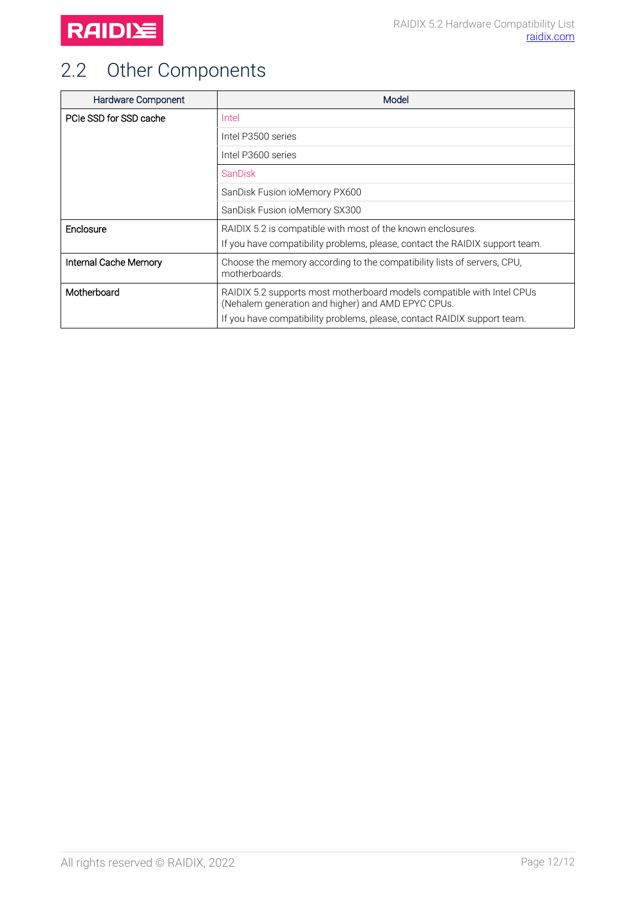## 2.2 Other Components

| Hardware Component | Model |
|---|---|
| PCIe SSD for SSD cache | Intel |
| | Intel P3500 series |
| | Intel P3600 series |
| | SanDisk |
| | SanDisk Fusion ioMemory PX600 |
| | SanDisk Fusion ioMemory SX300 |
| Enclosure | RAIDIX 5.2 is compatible with most of the known enclosures.<br>If you have compatibility problems, please, contact the RAIDIX support team. |
| Internal Cache Memory | Choose the memory according to the compatibility lists of servers, CPU, motherboards. |
| Motherboard | RAIDIX 5.2 supports most motherboard models compatible with Intel CPUs (Nehalem generation and higher) and AMD EPYC CPUs.<br>If you have compatibility problems, please, contact RAIDIX support team. |